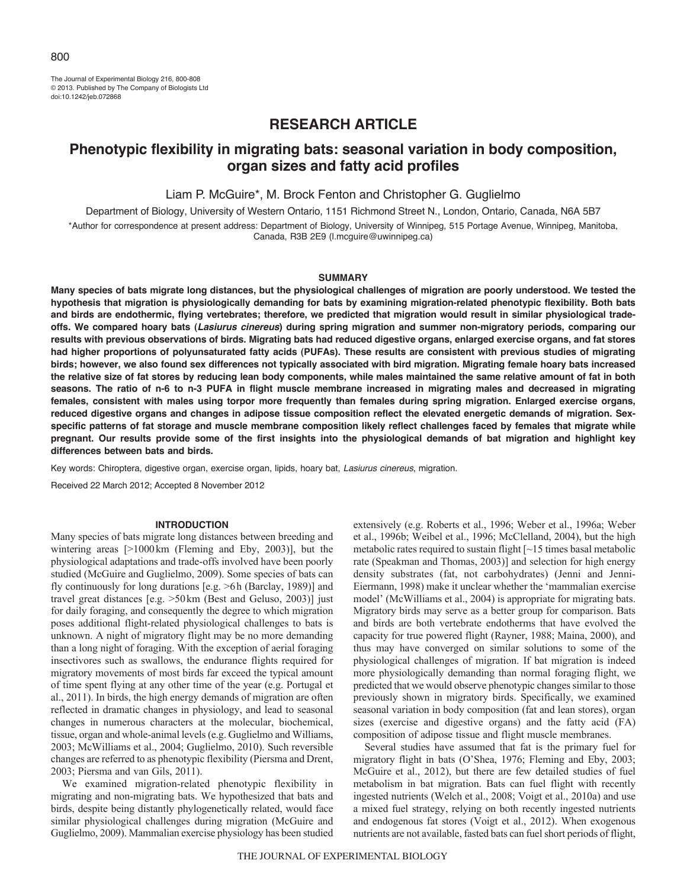The Journal of Experimental Biology 216, 800-808
© 2013. Published by The Company of Biologists Ltd
doi:10.1242/jeb.072868

# RESEARCH ARTICLE

# Phenotypic flexibility in migrating bats: seasonal variation in body composition, organ sizes and fatty acid profiles

Liam P. McGuire*, M. Brock Fenton and Christopher G. Guglielmo

Department of Biology, University of Western Ontario, 1151 Richmond Street N., London, Ontario, Canada, N6A 5B7

*Author for correspondence at present address: Department of Biology, University of Winnipeg, 515 Portage Avenue, Winnipeg, Manitoba, Canada, R3B 2E9 (l.mcguire@uwinnipeg.ca)

## SUMMARY

**Many species of bats migrate long distances, but the physiological challenges of migration are poorly understood. We tested the hypothesis that migration is physiologically demanding for bats by examining migration-related phenotypic flexibility. Both bats and birds are endothermic, flying vertebrates; therefore, we predicted that migration would result in similar physiological trade-offs. We compared hoary bats (*Lasiurus cinereus*) during spring migration and summer non-migratory periods, comparing our results with previous observations of birds. Migrating bats had reduced digestive organs, enlarged exercise organs, and fat stores had higher proportions of polyunsaturated fatty acids (PUFAs). These results are consistent with previous studies of migrating birds; however, we also found sex differences not typically associated with bird migration. Migrating female hoary bats increased the relative size of fat stores by reducing lean body components, while males maintained the same relative amount of fat in both seasons. The ratio of n-6 to n-3 PUFA in flight muscle membrane increased in migrating males and decreased in migrating females, consistent with males using torpor more frequently than females during spring migration. Enlarged exercise organs, reduced digestive organs and changes in adipose tissue composition reflect the elevated energetic demands of migration. Sex-specific patterns of fat storage and muscle membrane composition likely reflect challenges faced by females that migrate while pregnant. Our results provide some of the first insights into the physiological demands of bat migration and highlight key differences between bats and birds.**

Key words: Chiroptera, digestive organ, exercise organ, lipids, hoary bat, *Lasiurus cinereus*, migration.

Received 22 March 2012; Accepted 8 November 2012

## INTRODUCTION

Many species of bats migrate long distances between breeding and wintering areas [>1000 km (Fleming and Eby, 2003)], but the physiological adaptations and trade-offs involved have been poorly studied (McGuire and Guglielmo, 2009). Some species of bats can fly continuously for long durations [e.g. >6 h (Barclay, 1989)] and travel great distances [e.g. >50 km (Best and Geluso, 2003)] just for daily foraging, and consequently the degree to which migration poses additional flight-related physiological challenges to bats is unknown. A night of migratory flight may be no more demanding than a long night of foraging. With the exception of aerial foraging insectivores such as swallows, the endurance flights required for migratory movements of most birds far exceed the typical amount of time spent flying at any other time of the year (e.g. Portugal et al., 2011). In birds, the high energy demands of migration are often reflected in dramatic changes in physiology, and lead to seasonal changes in numerous characters at the molecular, biochemical, tissue, organ and whole-animal levels (e.g. Guglielmo and Williams, 2003; McWilliams et al., 2004; Guglielmo, 2010). Such reversible changes are referred to as phenotypic flexibility (Piersma and Drent, 2003; Piersma and van Gils, 2011).

We examined migration-related phenotypic flexibility in migrating and non-migrating bats. We hypothesized that bats and birds, despite being distantly phylogenetically related, would face similar physiological challenges during migration (McGuire and Guglielmo, 2009). Mammalian exercise physiology has been studied extensively (e.g. Roberts et al., 1996; Weber et al., 1996a; Weber et al., 1996b; Weibel et al., 1996; McClelland, 2004), but the high metabolic rates required to sustain flight [~15 times basal metabolic rate (Speakman and Thomas, 2003)] and selection for high energy density substrates (fat, not carbohydrates) (Jenni and Jenni-Eiermann, 1998) make it unclear whether the 'mammalian exercise model' (McWilliams et al., 2004) is appropriate for migrating bats. Migratory birds may serve as a better group for comparison. Bats and birds are both vertebrate endotherms that have evolved the capacity for true powered flight (Rayner, 1988; Maina, 2000), and thus may have converged on similar solutions to some of the physiological challenges of migration. If bat migration is indeed more physiologically demanding than normal foraging flight, we predicted that we would observe phenotypic changes similar to those previously shown in migratory birds. Specifically, we examined seasonal variation in body composition (fat and lean stores), organ sizes (exercise and digestive organs) and the fatty acid (FA) composition of adipose tissue and flight muscle membranes.

Several studies have assumed that fat is the primary fuel for migratory flight in bats (O'Shea, 1976; Fleming and Eby, 2003; McGuire et al., 2012), but there are few detailed studies of fuel metabolism in bat migration. Bats can fuel flight with recently ingested nutrients (Welch et al., 2008; Voigt et al., 2010a) and use a mixed fuel strategy, relying on both recently ingested nutrients and endogenous fat stores (Voigt et al., 2012). When exogenous nutrients are not available, fasted bats can fuel short periods of flight,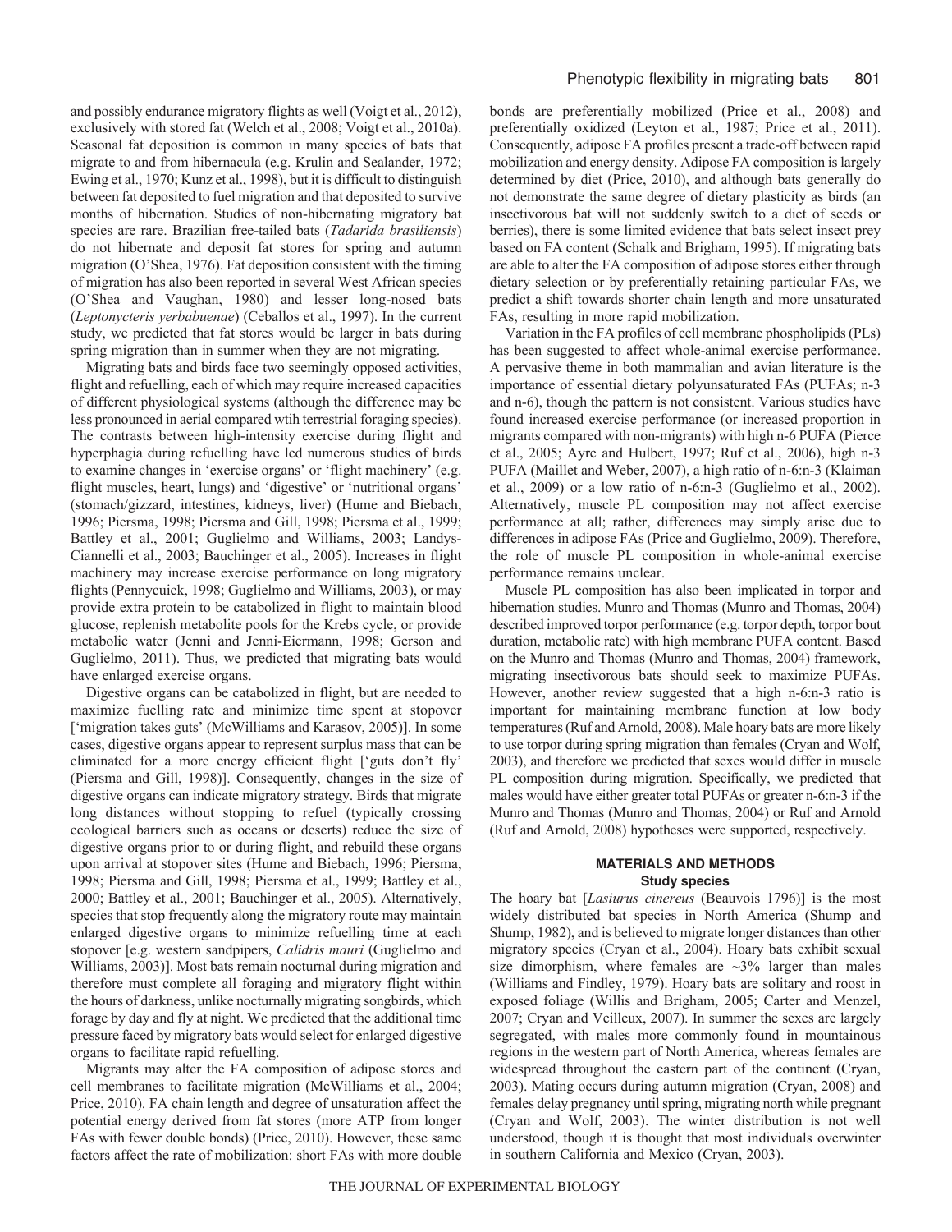and possibly endurance migratory flights as well (Voigt et al., 2012), exclusively with stored fat (Welch et al., 2008; Voigt et al., 2010a). Seasonal fat deposition is common in many species of bats that migrate to and from hibernacula (e.g. Krulin and Sealander, 1972; Ewing et al., 1970; Kunz et al., 1998), but it is difficult to distinguish between fat deposited to fuel migration and that deposited to survive months of hibernation. Studies of non-hibernating migratory bat species are rare. Brazilian free-tailed bats (*Tadarida brasiliensis*) do not hibernate and deposit fat stores for spring and autumn migration (O'Shea, 1976). Fat deposition consistent with the timing of migration has also been reported in several West African species (O'Shea and Vaughan, 1980) and lesser long-nosed bats (*Leptonycteris yerbabuenae*) (Ceballos et al., 1997). In the current study, we predicted that fat stores would be larger in bats during spring migration than in summer when they are not migrating.

Migrating bats and birds face two seemingly opposed activities, flight and refuelling, each of which may require increased capacities of different physiological systems (although the difference may be less pronounced in aerial compared wtih terrestrial foraging species). The contrasts between high-intensity exercise during flight and hyperphagia during refuelling have led numerous studies of birds to examine changes in 'exercise organs' or 'flight machinery' (e.g. flight muscles, heart, lungs) and 'digestive' or 'nutritional organs' (stomach/gizzard, intestines, kidneys, liver) (Hume and Biebach, 1996; Piersma, 1998; Piersma and Gill, 1998; Piersma et al., 1999; Battley et al., 2001; Guglielmo and Williams, 2003; Landys-Ciannelli et al., 2003; Bauchinger et al., 2005). Increases in flight machinery may increase exercise performance on long migratory flights (Pennycuick, 1998; Guglielmo and Williams, 2003), or may provide extra protein to be catabolized in flight to maintain blood glucose, replenish metabolite pools for the Krebs cycle, or provide metabolic water (Jenni and Jenni-Eiermann, 1998; Gerson and Guglielmo, 2011). Thus, we predicted that migrating bats would have enlarged exercise organs.

Digestive organs can be catabolized in flight, but are needed to maximize fuelling rate and minimize time spent at stopover ['migration takes guts' (McWilliams and Karasov, 2005)]. In some cases, digestive organs appear to represent surplus mass that can be eliminated for a more energy efficient flight ['guts don't fly' (Piersma and Gill, 1998)]. Consequently, changes in the size of digestive organs can indicate migratory strategy. Birds that migrate long distances without stopping to refuel (typically crossing ecological barriers such as oceans or deserts) reduce the size of digestive organs prior to or during flight, and rebuild these organs upon arrival at stopover sites (Hume and Biebach, 1996; Piersma, 1998; Piersma and Gill, 1998; Piersma et al., 1999; Battley et al., 2000; Battley et al., 2001; Bauchinger et al., 2005). Alternatively, species that stop frequently along the migratory route may maintain enlarged digestive organs to minimize refuelling time at each stopover [e.g. western sandpipers, *Calidris mauri* (Guglielmo and Williams, 2003)]. Most bats remain nocturnal during migration and therefore must complete all foraging and migratory flight within the hours of darkness, unlike nocturnally migrating songbirds, which forage by day and fly at night. We predicted that the additional time pressure faced by migratory bats would select for enlarged digestive organs to facilitate rapid refuelling.

Migrants may alter the FA composition of adipose stores and cell membranes to facilitate migration (McWilliams et al., 2004; Price, 2010). FA chain length and degree of unsaturation affect the potential energy derived from fat stores (more ATP from longer FAs with fewer double bonds) (Price, 2010). However, these same factors affect the rate of mobilization: short FAs with more double bonds are preferentially mobilized (Price et al., 2008) and preferentially oxidized (Leyton et al., 1987; Price et al., 2011). Consequently, adipose FA profiles present a trade-off between rapid mobilization and energy density. Adipose FA composition is largely determined by diet (Price, 2010), and although bats generally do not demonstrate the same degree of dietary plasticity as birds (an insectivorous bat will not suddenly switch to a diet of seeds or berries), there is some limited evidence that bats select insect prey based on FA content (Schalk and Brigham, 1995). If migrating bats are able to alter the FA composition of adipose stores either through dietary selection or by preferentially retaining particular FAs, we predict a shift towards shorter chain length and more unsaturated FAs, resulting in more rapid mobilization.

Variation in the FA profiles of cell membrane phospholipids (PLs) has been suggested to affect whole-animal exercise performance. A pervasive theme in both mammalian and avian literature is the importance of essential dietary polyunsaturated FAs (PUFAs; n-3 and n-6), though the pattern is not consistent. Various studies have found increased exercise performance (or increased proportion in migrants compared with non-migrants) with high n-6 PUFA (Pierce et al., 2005; Ayre and Hulbert, 1997; Ruf et al., 2006), high n-3 PUFA (Maillet and Weber, 2007), a high ratio of n-6:n-3 (Klaiman et al., 2009) or a low ratio of n-6:n-3 (Guglielmo et al., 2002). Alternatively, muscle PL composition may not affect exercise performance at all; rather, differences may simply arise due to differences in adipose FAs (Price and Guglielmo, 2009). Therefore, the role of muscle PL composition in whole-animal exercise performance remains unclear.

Muscle PL composition has also been implicated in torpor and hibernation studies. Munro and Thomas (Munro and Thomas, 2004) described improved torpor performance (e.g. torpor depth, torpor bout duration, metabolic rate) with high membrane PUFA content. Based on the Munro and Thomas (Munro and Thomas, 2004) framework, migrating insectivorous bats should seek to maximize PUFAs. However, another review suggested that a high n-6:n-3 ratio is important for maintaining membrane function at low body temperatures (Ruf and Arnold, 2008). Male hoary bats are more likely to use torpor during spring migration than females (Cryan and Wolf, 2003), and therefore we predicted that sexes would differ in muscle PL composition during migration. Specifically, we predicted that males would have either greater total PUFAs or greater n-6:n-3 if the Munro and Thomas (Munro and Thomas, 2004) or Ruf and Arnold (Ruf and Arnold, 2008) hypotheses were supported, respectively.

## MATERIALS AND METHODS

### Study species

The hoary bat [*Lasiurus cinereus* (Beauvois 1796)] is the most widely distributed bat species in North America (Shump and Shump, 1982), and is believed to migrate longer distances than other migratory species (Cryan et al., 2004). Hoary bats exhibit sexual size dimorphism, where females are ~3% larger than males (Williams and Findley, 1979). Hoary bats are solitary and roost in exposed foliage (Willis and Brigham, 2005; Carter and Menzel, 2007; Cryan and Veilleux, 2007). In summer the sexes are largely segregated, with males more commonly found in mountainous regions in the western part of North America, whereas females are widespread throughout the eastern part of the continent (Cryan, 2003). Mating occurs during autumn migration (Cryan, 2008) and females delay pregnancy until spring, migrating north while pregnant (Cryan and Wolf, 2003). The winter distribution is not well understood, though it is thought that most individuals overwinter in southern California and Mexico (Cryan, 2003).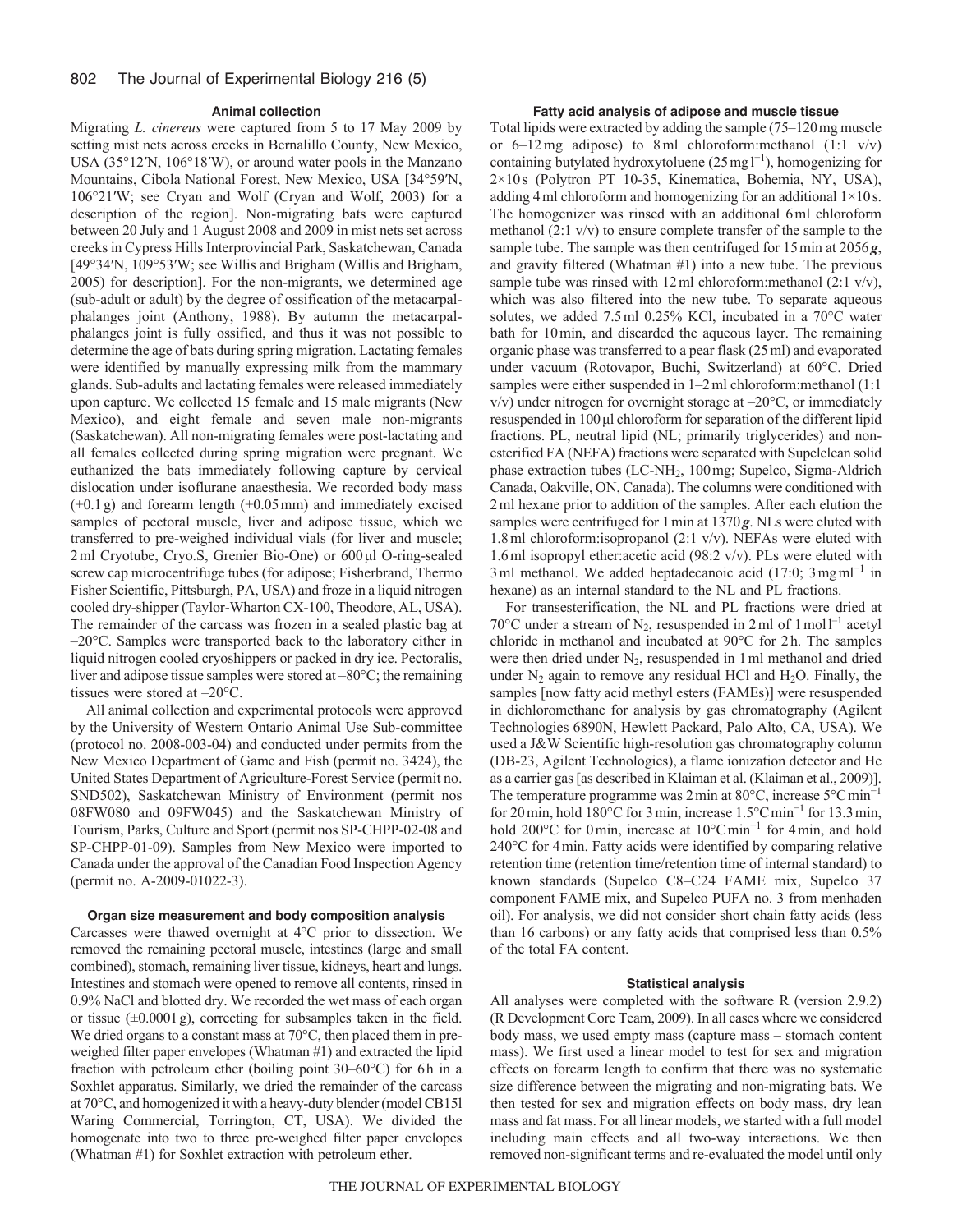### Animal collection

Migrating *L. cinereus* were captured from 5 to 17 May 2009 by setting mist nets across creeks in Bernalillo County, New Mexico, USA (35°12′N, 106°18′W), or around water pools in the Manzano Mountains, Cibola National Forest, New Mexico, USA [34°59′N, 106°21′W; see Cryan and Wolf (Cryan and Wolf, 2003) for a description of the region]. Non-migrating bats were captured between 20 July and 1 August 2008 and 2009 in mist nets set across creeks in Cypress Hills Interprovincial Park, Saskatchewan, Canada [49°34′N, 109°53′W; see Willis and Brigham (Willis and Brigham, 2005) for description]. For the non-migrants, we determined age (sub-adult or adult) by the degree of ossification of the metacarpal-phalanges joint (Anthony, 1988). By autumn the metacarpal-phalanges joint is fully ossified, and thus it was not possible to determine the age of bats during spring migration. Lactating females were identified by manually expressing milk from the mammary glands. Sub-adults and lactating females were released immediately upon capture. We collected 15 female and 15 male migrants (New Mexico), and eight female and seven male non-migrants (Saskatchewan). All non-migrating females were post-lactating and all females collected during spring migration were pregnant. We euthanized the bats immediately following capture by cervical dislocation under isoflurane anaesthesia. We recorded body mass (±0.1 g) and forearm length (±0.05 mm) and immediately excised samples of pectoral muscle, liver and adipose tissue, which we transferred to pre-weighed individual vials (for liver and muscle; 2 ml Cryotube, Cryo.S, Grenier Bio-One) or 600 μl O-ring-sealed screw cap microcentrifuge tubes (for adipose; Fisherbrand, Thermo Fisher Scientific, Pittsburgh, PA, USA) and froze in a liquid nitrogen cooled dry-shipper (Taylor-Wharton CX-100, Theodore, AL, USA). The remainder of the carcass was frozen in a sealed plastic bag at –20°C. Samples were transported back to the laboratory either in liquid nitrogen cooled cryoshippers or packed in dry ice. Pectoralis, liver and adipose tissue samples were stored at –80°C; the remaining tissues were stored at –20°C.

All animal collection and experimental protocols were approved by the University of Western Ontario Animal Use Sub-committee (protocol no. 2008-003-04) and conducted under permits from the New Mexico Department of Game and Fish (permit no. 3424), the United States Department of Agriculture-Forest Service (permit no. SND502), Saskatchewan Ministry of Environment (permit nos 08FW080 and 09FW045) and the Saskatchewan Ministry of Tourism, Parks, Culture and Sport (permit nos SP-CHPP-02-08 and SP-CHPP-01-09). Samples from New Mexico were imported to Canada under the approval of the Canadian Food Inspection Agency (permit no. A-2009-01022-3).

### Organ size measurement and body composition analysis

Carcasses were thawed overnight at 4°C prior to dissection. We removed the remaining pectoral muscle, intestines (large and small combined), stomach, remaining liver tissue, kidneys, heart and lungs. Intestines and stomach were opened to remove all contents, rinsed in 0.9% NaCl and blotted dry. We recorded the wet mass of each organ or tissue (±0.0001 g), correcting for subsamples taken in the field. We dried organs to a constant mass at 70°C, then placed them in pre-weighed filter paper envelopes (Whatman #1) and extracted the lipid fraction with petroleum ether (boiling point 30–60°C) for 6 h in a Soxhlet apparatus. Similarly, we dried the remainder of the carcass at 70°C, and homogenized it with a heavy-duty blender (model CB15l Waring Commercial, Torrington, CT, USA). We divided the homogenate into two to three pre-weighed filter paper envelopes (Whatman #1) for Soxhlet extraction with petroleum ether.

### Fatty acid analysis of adipose and muscle tissue

Total lipids were extracted by adding the sample (75–120 mg muscle or 6–12 mg adipose) to 8 ml chloroform:methanol (1:1 v/v) containing butylated hydroxytoluene (25 mg $l^{-1}$), homogenizing for 2×10 s (Polytron PT 10-35, Kinematica, Bohemia, NY, USA), adding 4 ml chloroform and homogenizing for an additional 1×10 s. The homogenizer was rinsed with an additional 6 ml chloroform methanol (2:1 v/v) to ensure complete transfer of the sample to the sample tube. The sample was then centrifuged for 15 min at 2056 $\boldsymbol{g}$, and gravity filtered (Whatman #1) into a new tube. The previous sample tube was rinsed with 12 ml chloroform:methanol (2:1 v/v), which was also filtered into the new tube. To separate aqueous solutes, we added 7.5 ml 0.25% KCl, incubated in a 70°C water bath for 10 min, and discarded the aqueous layer. The remaining organic phase was transferred to a pear flask (25 ml) and evaporated under vacuum (Rotovapor, Buchi, Switzerland) at 60°C. Dried samples were either suspended in 1–2 ml chloroform:methanol (1:1 v/v) under nitrogen for overnight storage at –20°C, or immediately resuspended in 100 μl chloroform for separation of the different lipid fractions. PL, neutral lipid (NL; primarily triglycerides) and non-esterified FA (NEFA) fractions were separated with Supelclean solid phase extraction tubes (LC-$NH_2$, 100 mg; Supelco, Sigma-Aldrich Canada, Oakville, ON, Canada). The columns were conditioned with 2 ml hexane prior to addition of the samples. After each elution the samples were centrifuged for 1 min at 1370 $\boldsymbol{g}$. NLs were eluted with 1.8 ml chloroform:isopropanol (2:1 v/v). NEFAs were eluted with 1.6 ml isopropyl ether:acetic acid (98:2 v/v). PLs were eluted with 3 ml methanol. We added heptadecanoic acid (17:0; 3 mg $ml^{-1}$ in hexane) as an internal standard to the NL and PL fractions.

For transesterification, the NL and PL fractions were dried at 70°C under a stream of $N_2$, resuspended in 2 ml of 1 mol $l^{-1}$ acetyl chloride in methanol and incubated at 90°C for 2 h. The samples were then dried under $N_2$, resuspended in 1 ml methanol and dried under $N_2$ again to remove any residual HCl and $H_2O$. Finally, the samples [now fatty acid methyl esters (FAMEs)] were resuspended in dichloromethane for analysis by gas chromatography (Agilent Technologies 6890N, Hewlett Packard, Palo Alto, CA, USA). We used a J&W Scientific high-resolution gas chromatography column (DB-23, Agilent Technologies), a flame ionization detector and He as a carrier gas [as described in Klaiman et al. (Klaiman et al., 2009)]. The temperature programme was 2 min at 80°C, increase 5°C $min^{-1}$ for 20 min, hold 180°C for 3 min, increase 1.5°C $min^{-1}$ for 13.3 min, hold 200°C for 0 min, increase at 10°C $min^{-1}$ for 4 min, and hold 240°C for 4 min. Fatty acids were identified by comparing relative retention time (retention time/retention time of internal standard) to known standards (Supelco C8–C24 FAME mix, Supelco 37 component FAME mix, and Supelco PUFA no. 3 from menhaden oil). For analysis, we did not consider short chain fatty acids (less than 16 carbons) or any fatty acids that comprised less than 0.5% of the total FA content.

### Statistical analysis

All analyses were completed with the software R (version 2.9.2) (R Development Core Team, 2009). In all cases where we considered body mass, we used empty mass (capture mass – stomach content mass). We first used a linear model to test for sex and migration effects on forearm length to confirm that there was no systematic size difference between the migrating and non-migrating bats. We then tested for sex and migration effects on body mass, dry lean mass and fat mass. For all linear models, we started with a full model including main effects and all two-way interactions. We then removed non-significant terms and re-evaluated the model until only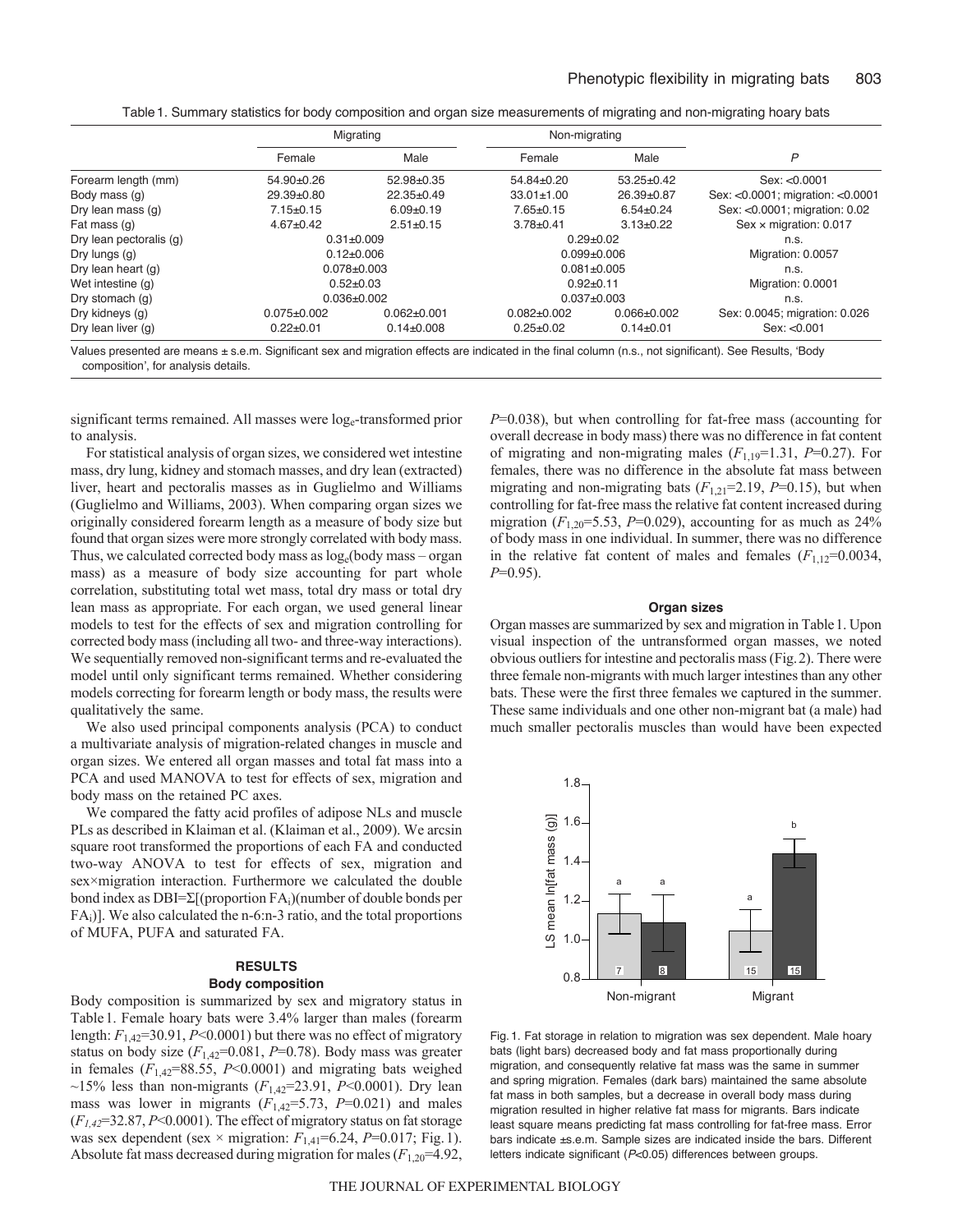Table 1. Summary statistics for body composition and organ size measurements of migrating and non-migrating hoary bats

| | Migrating | | Non-migrating | | |
|---|---|---|---|---|---|
| | Female | Male | Female | Male | *P* |
| Forearm length (mm) | 54.90±0.26 | 52.98±0.35 | 54.84±0.20 | 53.25±0.42 | Sex: <0.0001 |
| Body mass (g) | 29.39±0.80 | 22.35±0.49 | 33.01±1.00 | 26.39±0.87 | Sex: <0.0001; migration: <0.0001 |
| Dry lean mass (g) | 7.15±0.15 | 6.09±0.19 | 7.65±0.15 | 6.54±0.24 | Sex: <0.0001; migration: 0.02 |
| Fat mass (g) | 4.67±0.42 | 2.51±0.15 | 3.78±0.41 | 3.13±0.22 | Sex × migration: 0.017 |
| Dry lean pectoralis (g) | 0.31±0.009 | | 0.29±0.02 | | n.s. |
| Dry lungs (g) | 0.12±0.006 | | 0.099±0.006 | | Migration: 0.0057 |
| Dry lean heart (g) | 0.078±0.003 | | 0.081±0.005 | | n.s. |
| Wet intestine (g) | 0.52±0.03 | | 0.92±0.11 | | Migration: 0.0001 |
| Dry stomach (g) | 0.036±0.002 | | 0.037±0.003 | | n.s. |
| Dry kidneys (g) | 0.075±0.002 | 0.062±0.001 | 0.082±0.002 | 0.066±0.002 | Sex: 0.0045; migration: 0.026 |
| Dry lean liver (g) | 0.22±0.01 | 0.14±0.008 | 0.25±0.02 | 0.14±0.01 | Sex: <0.001 |

Values presented are means ± s.e.m. Significant sex and migration effects are indicated in the final column (n.s., not significant). See Results, 'Body composition', for analysis details.

significant terms remained. All masses were $\log_e$-transformed prior to analysis.

For statistical analysis of organ sizes, we considered wet intestine mass, dry lung, kidney and stomach masses, and dry lean (extracted) liver, heart and pectoralis masses as in Guglielmo and Williams (Guglielmo and Williams, 2003). When comparing organ sizes we originally considered forearm length as a measure of body size but found that organ sizes were more strongly correlated with body mass. Thus, we calculated corrected body mass as $\log_e$(body mass – organ mass) as a measure of body size accounting for part whole correlation, substituting total wet mass, total dry mass or total dry lean mass as appropriate. For each organ, we used general linear models to test for the effects of sex and migration controlling for corrected body mass (including all two- and three-way interactions). We sequentially removed non-significant terms and re-evaluated the model until only significant terms remained. Whether considering models correcting for forearm length or body mass, the results were qualitatively the same.

We also used principal components analysis (PCA) to conduct a multivariate analysis of migration-related changes in muscle and organ sizes. We entered all organ masses and total fat mass into a PCA and used MANOVA to test for effects of sex, migration and body mass on the retained PC axes.

We compared the fatty acid profiles of adipose NLs and muscle PLs as described in Klaiman et al. (Klaiman et al., 2009). We arcsin square root transformed the proportions of each FA and conducted two-way ANOVA to test for effects of sex, migration and sex×migration interaction. Furthermore we calculated the double bond index as DBI=$\Sigma$[(proportion $\text{FA}_i$)(number of double bonds per $\text{FA}_i$)]. We also calculated the n-6:n-3 ratio, and the total proportions of MUFA, PUFA and saturated FA.

## RESULTS

### Body composition

Body composition is summarized by sex and migratory status in Table 1. Female hoary bats were 3.4% larger than males (forearm length: $F_{1,42}$=30.91, $P$<0.0001) but there was no effect of migratory status on body size ($F_{1,42}$=0.081, $P$=0.78). Body mass was greater in females ($F_{1,42}$=88.55, $P$<0.0001) and migrating bats weighed ~15% less than non-migrants ($F_{1,42}$=23.91, $P$<0.0001). Dry lean mass was lower in migrants ($F_{1,42}$=5.73, $P$=0.021) and males ($F_{1,42}$=32.87, $P$<0.0001). The effect of migratory status on fat storage was sex dependent (sex × migration: $F_{1,41}$=6.24, $P$=0.017; Fig. 1). Absolute fat mass decreased during migration for males ($F_{1,20}$=4.92, $P$=0.038), but when controlling for fat-free mass (accounting for overall decrease in body mass) there was no difference in fat content of migrating and non-migrating males ($F_{1,19}$=1.31, $P$=0.27). For females, there was no difference in the absolute fat mass between migrating and non-migrating bats ($F_{1,21}$=2.19, $P$=0.15), but when controlling for fat-free mass the relative fat content increased during migration ($F_{1,20}$=5.53, $P$=0.029), accounting for as much as 24% of body mass in one individual. In summer, there was no difference in the relative fat content of males and females ($F_{1,12}$=0.0034, $P$=0.95).

### Organ sizes

Organ masses are summarized by sex and migration in Table 1. Upon visual inspection of the untransformed organ masses, we noted obvious outliers for intestine and pectoralis mass (Fig. 2). There were three female non-migrants with much larger intestines than any other bats. These were the first three females we captured in the summer. These same individuals and one other non-migrant bat (a male) had much smaller pectoralis muscles than would have been expected

Fig. 1. Fat storage in relation to migration was sex dependent. Male hoary bats (light bars) decreased body and fat mass proportionally during migration, and consequently relative fat mass was the same in summer and spring migration. Females (dark bars) maintained the same absolute fat mass in both samples, but a decrease in overall body mass during migration resulted in higher relative fat mass for migrants. Bars indicate least square means predicting fat mass controlling for fat-free mass. Error bars indicate ±s.e.m. Sample sizes are indicated inside the bars. Different letters indicate significant ($P$<0.05) differences between groups.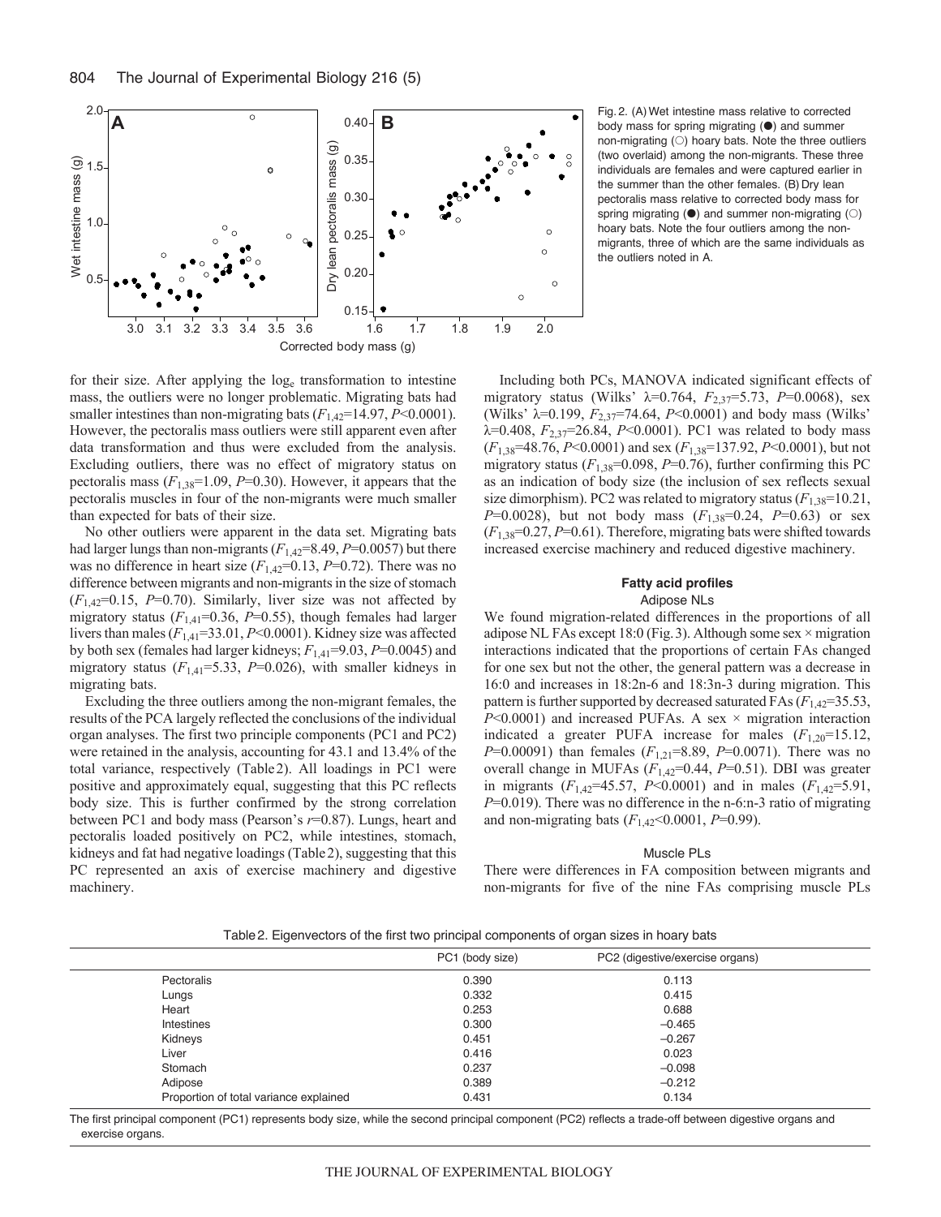Fig. 2. (A) Wet intestine mass relative to corrected body mass for spring migrating (●) and summer non-migrating (○) hoary bats. Note the three outliers (two overlaid) among the non-migrants. These three individuals are females and were captured earlier in the summer than the other females. (B) Dry lean pectoralis mass relative to corrected body mass for spring migrating (●) and summer non-migrating (○) hoary bats. Note the four outliers among the non-migrants, three of which are the same individuals as the outliers noted in A.

for their size. After applying the $\log_e$ transformation to intestine mass, the outliers were no longer problematic. Migrating bats had smaller intestines than non-migrating bats ($F_{1,42}$=14.97, $P$<0.0001). However, the pectoralis mass outliers were still apparent even after data transformation and thus were excluded from the analysis. Excluding outliers, there was no effect of migratory status on pectoralis mass ($F_{1,38}$=1.09, $P$=0.30). However, it appears that the pectoralis muscles in four of the non-migrants were much smaller than expected for bats of their size.

No other outliers were apparent in the data set. Migrating bats had larger lungs than non-migrants ($F_{1,42}$=8.49, $P$=0.0057) but there was no difference in heart size ($F_{1,42}$=0.13, $P$=0.72). There was no difference between migrants and non-migrants in the size of stomach ($F_{1,42}$=0.15, $P$=0.70). Similarly, liver size was not affected by migratory status ($F_{1,41}$=0.36, $P$=0.55), though females had larger livers than males ($F_{1,41}$=33.01, $P$<0.0001). Kidney size was affected by both sex (females had larger kidneys; $F_{1,41}$=9.03, $P$=0.0045) and migratory status ($F_{1,41}$=5.33, $P$=0.026), with smaller kidneys in migrating bats.

Excluding the three outliers among the non-migrant females, the results of the PCA largely reflected the conclusions of the individual organ analyses. The first two principle components (PC1 and PC2) were retained in the analysis, accounting for 43.1 and 13.4% of the total variance, respectively (Table 2). All loadings in PC1 were positive and approximately equal, suggesting that this PC reflects body size. This is further confirmed by the strong correlation between PC1 and body mass (Pearson's $r$=0.87). Lungs, heart and pectoralis loaded positively on PC2, while intestines, stomach, kidneys and fat had negative loadings (Table 2), suggesting that this PC represented an axis of exercise machinery and digestive machinery.

Including both PCs, MANOVA indicated significant effects of migratory status (Wilks' $\lambda$=0.764, $F_{2,37}$=5.73, $P$=0.0068), sex (Wilks' $\lambda$=0.199, $F_{2,37}$=74.64, $P$<0.0001) and body mass (Wilks' $\lambda$=0.408, $F_{2,37}$=26.84, $P$<0.0001). PC1 was related to body mass ($F_{1,38}$=48.76, $P$<0.0001) and sex ($F_{1,38}$=137.92, $P$<0.0001), but not migratory status ($F_{1,38}$=0.098, $P$=0.76), further confirming this PC as an indication of body size (the inclusion of sex reflects sexual size dimorphism). PC2 was related to migratory status ($F_{1,38}$=10.21, $P$=0.0028), but not body mass ($F_{1,38}$=0.24, $P$=0.63) or sex ($F_{1,38}$=0.27, $P$=0.61). Therefore, migrating bats were shifted towards increased exercise machinery and reduced digestive machinery.

### Fatty acid profiles

#### Adipose NLs

We found migration-related differences in the proportions of all adipose NL FAs except 18:0 (Fig. 3). Although some sex × migration interactions indicated that the proportions of certain FAs changed for one sex but not the other, the general pattern was a decrease in 16:0 and increases in 18:2n-6 and 18:3n-3 during migration. This pattern is further supported by decreased saturated FAs ($F_{1,42}$=35.53, $P$<0.0001) and increased PUFAs. A sex × migration interaction indicated a greater PUFA increase for males ($F_{1,20}$=15.12, $P$=0.00091) than females ($F_{1,21}$=8.89, $P$=0.0071). There was no overall change in MUFAs ($F_{1,42}$=0.44, $P$=0.51). DBI was greater in migrants ($F_{1,42}$=45.57, $P$<0.0001) and in males ($F_{1,42}$=5.91, $P$=0.019). There was no difference in the n-6:n-3 ratio of migrating and non-migrating bats ($F_{1,42}$<0.0001, $P$=0.99).

#### Muscle PLs

There were differences in FA composition between migrants and non-migrants for five of the nine FAs comprising muscle PLs

Table 2. Eigenvectors of the first two principal components of organ sizes in hoary bats

| | PC1 (body size) | PC2 (digestive/exercise organs) |
|---|---|---|
| Pectoralis | 0.390 | 0.113 |
| Lungs | 0.332 | 0.415 |
| Heart | 0.253 | 0.688 |
| Intestines | 0.300 | –0.465 |
| Kidneys | 0.451 | –0.267 |
| Liver | 0.416 | 0.023 |
| Stomach | 0.237 | –0.098 |
| Adipose | 0.389 | –0.212 |
| Proportion of total variance explained | 0.431 | 0.134 |

The first principal component (PC1) represents body size, while the second principal component (PC2) reflects a trade-off between digestive organs and exercise organs.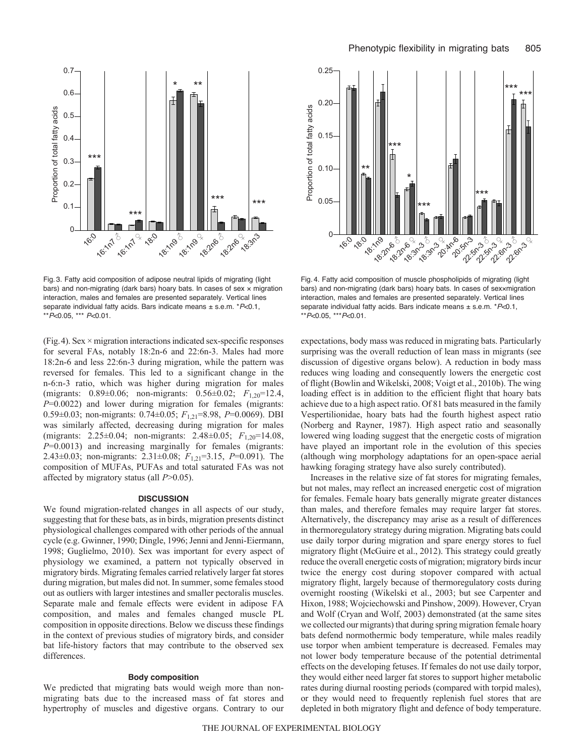Fig. 3. Fatty acid composition of adipose neutral lipids of migrating (light bars) and non-migrating (dark bars) hoary bats. In cases of sex × migration interaction, males and females are presented separately. Vertical lines separate individual fatty acids. Bars indicate means ± s.e.m. $^{*}P<0.1$, $^{**}P<0.05$, $^{***}P<0.01$.

Fig. 4. Fatty acid composition of muscle phospholipids of migrating (light bars) and non-migrating (dark bars) hoary bats. In cases of sex×migration interaction, males and females are presented separately. Vertical lines separate individual fatty acids. Bars indicate means ± s.e.m. $^{*}P<0.1$, $^{**}P<0.05$, $^{***}P<0.01$.

(Fig. 4). Sex × migration interactions indicated sex-specific responses for several FAs, notably 18:2n-6 and 22:6n-3. Males had more 18:2n-6 and less 22:6n-3 during migration, while the pattern was reversed for females. This led to a significant change in the n-6:n-3 ratio, which was higher during migration for males (migrants: 0.89±0.06; non-migrants: 0.56±0.02; $F_{1,20}$=12.4, $P$=0.0022) and lower during migration for females (migrants: 0.59±0.03; non-migrants: 0.74±0.05; $F_{1,21}$=8.98, $P$=0.0069). DBI was similarly affected, decreasing during migration for males (migrants: 2.25±0.04; non-migrants: 2.48±0.05; $F_{1,20}$=14.08, $P$=0.0013) and increasing marginally for females (migrants: 2.43±0.03; non-migrants: 2.31±0.08; $F_{1,21}$=3.15, $P$=0.091). The composition of MUFAs, PUFAs and total saturated FAs was not affected by migratory status (all $P$>0.05).

## DISCUSSION

We found migration-related changes in all aspects of our study, suggesting that for these bats, as in birds, migration presents distinct physiological challenges compared with other periods of the annual cycle (e.g. Gwinner, 1990; Dingle, 1996; Jenni and Jenni-Eiermann, 1998; Guglielmo, 2010). Sex was important for every aspect of physiology we examined, a pattern not typically observed in migratory birds. Migrating females carried relatively larger fat stores during migration, but males did not. In summer, some females stood out as outliers with larger intestines and smaller pectoralis muscles. Separate male and female effects were evident in adipose FA composition, and males and females changed muscle PL composition in opposite directions. Below we discuss these findings in the context of previous studies of migratory birds, and consider bat life-history factors that may contribute to the observed sex differences.

### Body composition

We predicted that migrating bats would weigh more than non-migrating bats due to the increased mass of fat stores and hypertrophy of muscles and digestive organs. Contrary to our expectations, body mass was reduced in migrating bats. Particularly surprising was the overall reduction of lean mass in migrants (see discussion of digestive organs below). A reduction in body mass reduces wing loading and consequently lowers the energetic cost of flight (Bowlin and Wikelski, 2008; Voigt et al., 2010b). The wing loading effect is in addition to the efficient flight that hoary bats achieve due to a high aspect ratio. Of 81 bats measured in the family Vespertilionidae, hoary bats had the fourth highest aspect ratio (Norberg and Rayner, 1987). High aspect ratio and seasonally lowered wing loading suggest that the energetic costs of migration have played an important role in the evolution of this species (although wing morphology adaptations for an open-space aerial hawking foraging strategy have also surely contributed).

Increases in the relative size of fat stores for migrating females, but not males, may reflect an increased energetic cost of migration for females. Female hoary bats generally migrate greater distances than males, and therefore females may require larger fat stores. Alternatively, the discrepancy may arise as a result of differences in thermoregulatory strategy during migration. Migrating bats could use daily torpor during migration and spare energy stores to fuel migratory flight (McGuire et al., 2012). This strategy could greatly reduce the overall energetic costs of migration; migratory birds incur twice the energy cost during stopover compared with actual migratory flight, largely because of thermoregulatory costs during overnight roosting (Wikelski et al., 2003; but see Carpenter and Hixon, 1988; Wojciechowski and Pinshow, 2009). However, Cryan and Wolf (Cryan and Wolf, 2003) demonstrated (at the same sites we collected our migrants) that during spring migration female hoary bats defend normothermic body temperature, while males readily use torpor when ambient temperature is decreased. Females may not lower body temperature because of the potential detrimental effects on the developing fetuses. If females do not use daily torpor, they would either need larger fat stores to support higher metabolic rates during diurnal roosting periods (compared with torpid males), or they would need to frequently replenish fuel stores that are depleted in both migratory flight and defence of body temperature.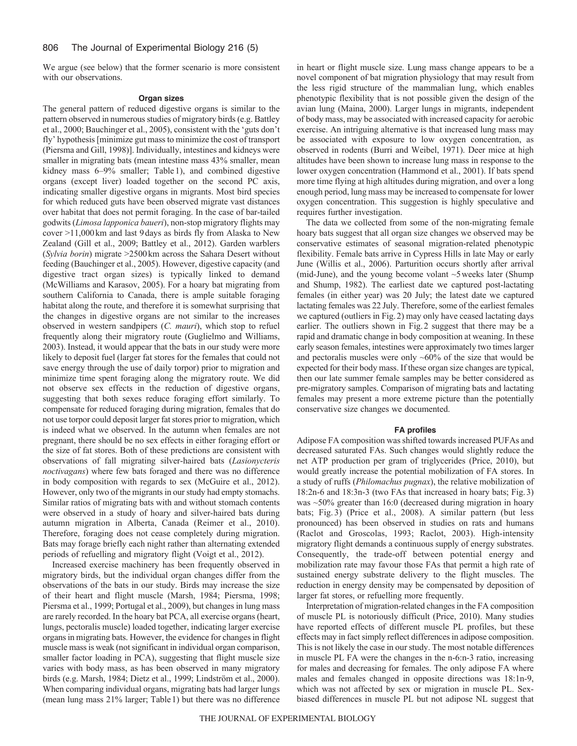We argue (see below) that the former scenario is more consistent with our observations.

### Organ sizes

The general pattern of reduced digestive organs is similar to the pattern observed in numerous studies of migratory birds (e.g. Battley et al., 2000; Bauchinger et al., 2005), consistent with the 'guts don't fly' hypothesis [minimize gut mass to minimize the cost of transport (Piersma and Gill, 1998)]. Individually, intestines and kidneys were smaller in migrating bats (mean intestine mass 43% smaller, mean kidney mass 6–9% smaller; Table 1), and combined digestive organs (except liver) loaded together on the second PC axis, indicating smaller digestive organs in migrants. Most bird species for which reduced guts have been observed migrate vast distances over habitat that does not permit foraging. In the case of bar-tailed godwits (*Limosa lapponica baueri*), non-stop migratory flights may cover >11,000 km and last 9 days as birds fly from Alaska to New Zealand (Gill et al., 2009; Battley et al., 2012). Garden warblers (*Sylvia borin*) migrate >2500 km across the Sahara Desert without feeding (Bauchinger et al., 2005). However, digestive capacity (and digestive tract organ sizes) is typically linked to demand (McWilliams and Karasov, 2005). For a hoary bat migrating from southern California to Canada, there is ample suitable foraging habitat along the route, and therefore it is somewhat surprising that the changes in digestive organs are not similar to the increases observed in western sandpipers (*C. mauri*), which stop to refuel frequently along their migratory route (Guglielmo and Williams, 2003). Instead, it would appear that the bats in our study were more likely to deposit fuel (larger fat stores for the females that could not save energy through the use of daily torpor) prior to migration and minimize time spent foraging along the migratory route. We did not observe sex effects in the reduction of digestive organs, suggesting that both sexes reduce foraging effort similarly. To compensate for reduced foraging during migration, females that do not use torpor could deposit larger fat stores prior to migration, which is indeed what we observed. In the autumn when females are not pregnant, there should be no sex effects in either foraging effort or the size of fat stores. Both of these predictions are consistent with observations of fall migrating silver-haired bats (*Lasionycteris noctivagans*) where few bats foraged and there was no difference in body composition with regards to sex (McGuire et al., 2012). However, only two of the migrants in our study had empty stomachs. Similar ratios of migrating bats with and without stomach contents were observed in a study of hoary and silver-haired bats during autumn migration in Alberta, Canada (Reimer et al., 2010). Therefore, foraging does not cease completely during migration. Bats may forage briefly each night rather than alternating extended periods of refuelling and migratory flight (Voigt et al., 2012).

Increased exercise machinery has been frequently observed in migratory birds, but the individual organ changes differ from the observations of the bats in our study. Birds may increase the size of their heart and flight muscle (Marsh, 1984; Piersma, 1998; Piersma et al., 1999; Portugal et al., 2009), but changes in lung mass are rarely recorded. In the hoary bat PCA, all exercise organs (heart, lungs, pectoralis muscle) loaded together, indicating larger exercise organs in migrating bats. However, the evidence for changes in flight muscle mass is weak (not significant in individual organ comparison, smaller factor loading in PCA), suggesting that flight muscle size varies with body mass, as has been observed in many migratory birds (e.g. Marsh, 1984; Dietz et al., 1999; Lindström et al., 2000). When comparing individual organs, migrating bats had larger lungs (mean lung mass 21% larger; Table 1) but there was no difference in heart or flight muscle size. Lung mass change appears to be a novel component of bat migration physiology that may result from the less rigid structure of the mammalian lung, which enables phenotypic flexibility that is not possible given the design of the avian lung (Maina, 2000). Larger lungs in migrants, independent of body mass, may be associated with increased capacity for aerobic exercise. An intriguing alternative is that increased lung mass may be associated with exposure to low oxygen concentration, as observed in rodents (Burri and Weibel, 1971). Deer mice at high altitudes have been shown to increase lung mass in response to the lower oxygen concentration (Hammond et al., 2001). If bats spend more time flying at high altitudes during migration, and over a long enough period, lung mass may be increased to compensate for lower oxygen concentration. This suggestion is highly speculative and requires further investigation.

The data we collected from some of the non-migrating female hoary bats suggest that all organ size changes we observed may be conservative estimates of seasonal migration-related phenotypic flexibility. Female bats arrive in Cypress Hills in late May or early June (Willis et al., 2006). Parturition occurs shortly after arrival (mid-June), and the young become volant ~5 weeks later (Shump and Shump, 1982). The earliest date we captured post-lactating females (in either year) was 20 July; the latest date we captured lactating females was 22 July. Therefore, some of the earliest females we captured (outliers in Fig. 2) may only have ceased lactating days earlier. The outliers shown in Fig. 2 suggest that there may be a rapid and dramatic change in body composition at weaning. In these early season females, intestines were approximately two times larger and pectoralis muscles were only ~60% of the size that would be expected for their body mass. If these organ size changes are typical, then our late summer female samples may be better considered as pre-migratory samples. Comparison of migrating bats and lactating females may present a more extreme picture than the potentially conservative size changes we documented.

### FA profiles

Adipose FA composition was shifted towards increased PUFAs and decreased saturated FAs. Such changes would slightly reduce the net ATP production per gram of triglycerides (Price, 2010), but would greatly increase the potential mobilization of FA stores. In a study of ruffs (*Philomachus pugnax*), the relative mobilization of 18:2n-6 and 18:3n-3 (two FAs that increased in hoary bats; Fig. 3) was ~50% greater than 16:0 (decreased during migration in hoary bats; Fig. 3) (Price et al., 2008). A similar pattern (but less pronounced) has been observed in studies on rats and humans (Raclot and Groscolas, 1993; Raclot, 2003). High-intensity migratory flight demands a continuous supply of energy substrates. Consequently, the trade-off between potential energy and mobilization rate may favour those FAs that permit a high rate of sustained energy substrate delivery to the flight muscles. The reduction in energy density may be compensated by deposition of larger fat stores, or refuelling more frequently.

Interpretation of migration-related changes in the FA composition of muscle PL is notoriously difficult (Price, 2010). Many studies have reported effects of different muscle PL profiles, but these effects may in fact simply reflect differences in adipose composition. This is not likely the case in our study. The most notable differences in muscle PL FA were the changes in the n-6:n-3 ratio, increasing for males and decreasing for females. The only adipose FA where males and females changed in opposite directions was 18:1n-9, which was not affected by sex or migration in muscle PL. Sex-biased differences in muscle PL but not adipose NL suggest that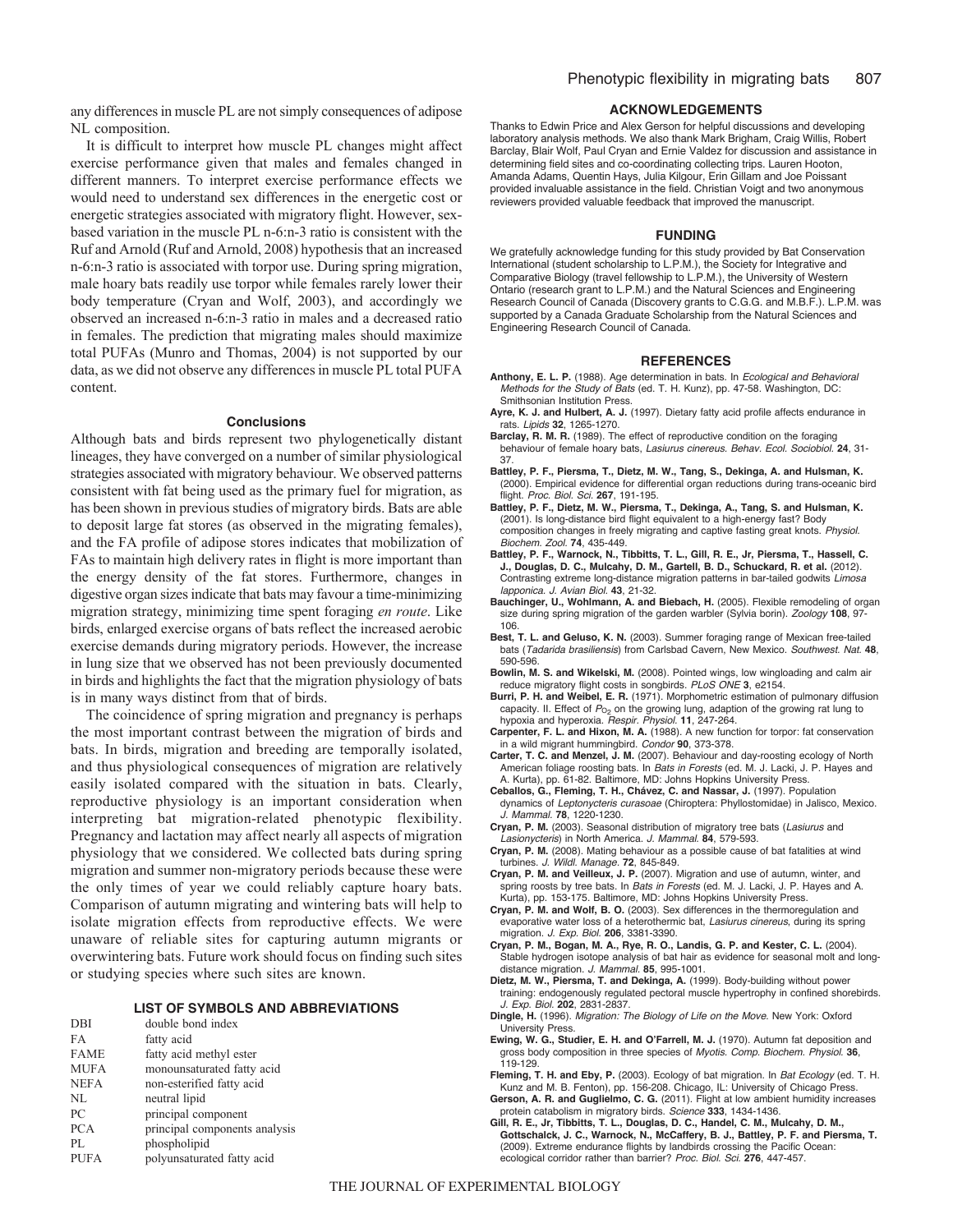any differences in muscle PL are not simply consequences of adipose NL composition.

It is difficult to interpret how muscle PL changes might affect exercise performance given that males and females changed in different manners. To interpret exercise performance effects we would need to understand sex differences in the energetic cost or energetic strategies associated with migratory flight. However, sex-based variation in the muscle PL n-6:n-3 ratio is consistent with the Ruf and Arnold (Ruf and Arnold, 2008) hypothesis that an increased n-6:n-3 ratio is associated with torpor use. During spring migration, male hoary bats readily use torpor while females rarely lower their body temperature (Cryan and Wolf, 2003), and accordingly we observed an increased n-6:n-3 ratio in males and a decreased ratio in females. The prediction that migrating males should maximize total PUFAs (Munro and Thomas, 2004) is not supported by our data, as we did not observe any differences in muscle PL total PUFA content.

### Conclusions

Although bats and birds represent two phylogenetically distant lineages, they have converged on a number of similar physiological strategies associated with migratory behaviour. We observed patterns consistent with fat being used as the primary fuel for migration, as has been shown in previous studies of migratory birds. Bats are able to deposit large fat stores (as observed in the migrating females), and the FA profile of adipose stores indicates that mobilization of FAs to maintain high delivery rates in flight is more important than the energy density of the fat stores. Furthermore, changes in digestive organ sizes indicate that bats may favour a time-minimizing migration strategy, minimizing time spent foraging *en route*. Like birds, enlarged exercise organs of bats reflect the increased aerobic exercise demands during migratory periods. However, the increase in lung size that we observed has not been previously documented in birds and highlights the fact that the migration physiology of bats is in many ways distinct from that of birds.

The coincidence of spring migration and pregnancy is perhaps the most important contrast between the migration of birds and bats. In birds, migration and breeding are temporally isolated, and thus physiological consequences of migration are relatively easily isolated compared with the situation in bats. Clearly, reproductive physiology is an important consideration when interpreting bat migration-related phenotypic flexibility. Pregnancy and lactation may affect nearly all aspects of migration physiology that we considered. We collected bats during spring migration and summer non-migratory periods because these were the only times of year we could reliably capture hoary bats. Comparison of autumn migrating and wintering bats will help to isolate migration effects from reproductive effects. We were unaware of reliable sites for capturing autumn migrants or overwintering bats. Future work should focus on finding such sites or studying species where such sites are known.

## LIST OF SYMBOLS AND ABBREVIATIONS

| | |
|---|---|
| DBI | double bond index |
| FA | fatty acid |
| FAME | fatty acid methyl ester |
| MUFA | monounsaturated fatty acid |
| NEFA | non-esterified fatty acid |
| NL | neutral lipid |
| PC | principal component |
| PCA | principal components analysis |
| PL | phospholipid |
| PUFA | polyunsaturated fatty acid |

## ACKNOWLEDGEMENTS

Thanks to Edwin Price and Alex Gerson for helpful discussions and developing laboratory analysis methods. We also thank Mark Brigham, Craig Willis, Robert Barclay, Blair Wolf, Paul Cryan and Ernie Valdez for discussion and assistance in determining field sites and co-coordinating collecting trips. Lauren Hooton, Amanda Adams, Quentin Hays, Julia Kilgour, Erin Gillam and Joe Poissant provided invaluable assistance in the field. Christian Voigt and two anonymous reviewers provided valuable feedback that improved the manuscript.

## FUNDING

We gratefully acknowledge funding for this study provided by Bat Conservation International (student scholarship to L.P.M.), the Society for Integrative and Comparative Biology (travel fellowship to L.P.M.), the University of Western Ontario (research grant to L.P.M.) and the Natural Sciences and Engineering Research Council of Canada (Discovery grants to C.G.G. and M.B.F.). L.P.M. was supported by a Canada Graduate Scholarship from the Natural Sciences and Engineering Research Council of Canada.

## REFERENCES

**Anthony, E. L. P.** (1988). Age determination in bats. In *Ecological and Behavioral Methods for the Study of Bats* (ed. T. H. Kunz), pp. 47-58. Washington, DC: Smithsonian Institution Press.

**Ayre, K. J. and Hulbert, A. J.** (1997). Dietary fatty acid profile affects endurance in rats. *Lipids* **32**, 1265-1270.

**Barclay, R. M. R.** (1989). The effect of reproductive condition on the foraging behaviour of female hoary bats, *Lasiurus cinereus*. *Behav. Ecol. Sociobiol.* **24**, 31-37.

**Battley, P. F., Piersma, T., Dietz, M. W., Tang, S., Dekinga, A. and Hulsman, K.** (2000). Empirical evidence for differential organ reductions during trans-oceanic bird flight. *Proc. Biol. Sci.* **267**, 191-195.

**Battley, P. F., Dietz, M. W., Piersma, T., Dekinga, A., Tang, S. and Hulsman, K.** (2001). Is long-distance bird flight equivalent to a high-energy fast? Body composition changes in freely migrating and captive fasting great knots. *Physiol. Biochem. Zool.* **74**, 435-449.

**Battley, P. F., Warnock, N., Tibbitts, T. L., Gill, R. E., Jr, Piersma, T., Hassell, C. J., Douglas, D. C., Mulcahy, D. M., Gartell, B. D., Schuckard, R. et al.** (2012). Contrasting extreme long-distance migration patterns in bar-tailed godwits *Limosa lapponica*. *J. Avian Biol.* **43**, 21-32.

**Bauchinger, U., Wohlmann, A. and Biebach, H.** (2005). Flexible remodeling of organ size during spring migration of the garden warbler (Sylvia borin). *Zoology* **108**, 97-106.

**Best, T. L. and Geluso, K. N.** (2003). Summer foraging range of Mexican free-tailed bats (*Tadarida brasiliensis*) from Carlsbad Cavern, New Mexico. *Southwest. Nat.* **48**, 590-596.

**Bowlin, M. S. and Wikelski, M.** (2008). Pointed wings, low wingloading and calm air reduce migratory flight costs in songbirds. *PLoS ONE* **3**, e2154.

**Burri, P. H. and Weibel, E. R.** (1971). Morphometric estimation of pulmonary diffusion capacity. II. Effect of $P_{O_2}$ on the growing lung, adaption of the growing rat lung to hypoxia and hyperoxia. *Respir. Physiol.* **11**, 247-264.

**Carpenter, F. L. and Hixon, M. A.** (1988). A new function for torpor: fat conservation in a wild migrant hummingbird. *Condor* **90**, 373-378.

**Carter, T. C. and Menzel, J. M.** (2007). Behaviour and day-roosting ecology of North American foliage roosting bats. In *Bats in Forests* (ed. M. J. Lacki, J. P. Hayes and A. Kurta), pp. 61-82. Baltimore, MD: Johns Hopkins University Press.

**Ceballos, G., Fleming, T. H., Chávez, C. and Nassar, J.** (1997). Population dynamics of *Leptonycteris curasoae* (Chiroptera: Phyllostomidae) in Jalisco, Mexico. *J. Mammal.* **78**, 1220-1230.

**Cryan, P. M.** (2003). Seasonal distribution of migratory tree bats (*Lasiurus* and *Lasionycteris*) in North America. *J. Mammal.* **84**, 579-593.

**Cryan, P. M.** (2008). Mating behaviour as a possible cause of bat fatalities at wind turbines. *J. Wildl. Manage.* **72**, 845-849.

**Cryan, P. M. and Veilleux, J. P.** (2007). Migration and use of autumn, winter, and spring roosts by tree bats. In *Bats in Forests* (ed. M. J. Lacki, J. P. Hayes and A. Kurta), pp. 153-175. Baltimore, MD: Johns Hopkins University Press.

**Cryan, P. M. and Wolf, B. O.** (2003). Sex differences in the thermoregulation and evaporative water loss of a heterothermic bat, *Lasiurus cinereus*, during its spring migration. *J. Exp. Biol.* **206**, 3381-3390.

**Cryan, P. M., Bogan, M. A., Rye, R. O., Landis, G. P. and Kester, C. L.** (2004). Stable hydrogen isotope analysis of bat hair as evidence for seasonal molt and long-distance migration. *J. Mammal.* **85**, 995-1001.

**Dietz, M. W., Piersma, T. and Dekinga, A.** (1999). Body-building without power training: endogenously regulated pectoral muscle hypertrophy in confined shorebirds. *J. Exp. Biol.* **202**, 2831-2837.

**Dingle, H.** (1996). *Migration: The Biology of Life on the Move.* New York: Oxford University Press.

**Ewing, W. G., Studier, E. H. and O'Farrell, M. J.** (1970). Autumn fat deposition and gross body composition in three species of *Myotis*. *Comp. Biochem. Physiol.* **36**, 119-129.

**Fleming, T. H. and Eby, P.** (2003). Ecology of bat migration. In *Bat Ecology* (ed. T. H. Kunz and M. B. Fenton), pp. 156-208. Chicago, IL: University of Chicago Press.

**Gerson, A. R. and Guglielmo, C. G.** (2011). Flight at low ambient humidity increases protein catabolism in migratory birds. *Science* **333**, 1434-1436.

**Gill, R. E., Jr, Tibbitts, T. L., Douglas, D. C., Handel, C. M., Mulcahy, D. M., Gottschalck, J. C., Warnock, N., McCaffery, B. J., Battley, P. F. and Piersma, T.** (2009). Extreme endurance flights by landbirds crossing the Pacific Ocean: ecological corridor rather than barrier? *Proc. Biol. Sci.* **276**, 447-457.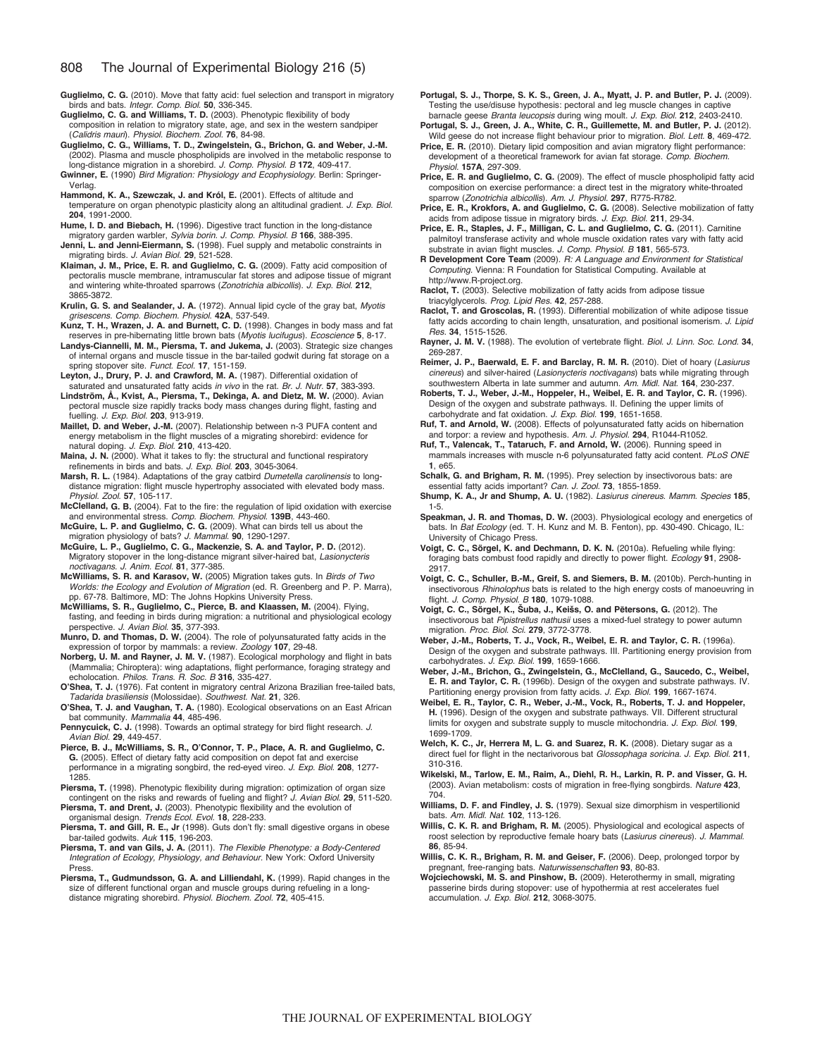**Guglielmo, C. G.** (2010). Move that fatty acid: fuel selection and transport in migratory birds and bats. *Integr. Comp. Biol.* **50**, 336-345.

**Guglielmo, C. G. and Williams, T. D.** (2003). Phenotypic flexibility of body composition in relation to migratory state, age, and sex in the western sandpiper (*Calidris mauri*). *Physiol. Biochem. Zool.* **76**, 84-98.

**Guglielmo, C. G., Williams, T. D., Zwingelstein, G., Brichon, G. and Weber, J.-M.** (2002). Plasma and muscle phospholipids are involved in the metabolic response to long-distance migration in a shorebird. *J. Comp. Physiol. B* **172**, 409-417.

**Gwinner, E.** (1990) *Bird Migration: Physiology and Ecophysiology*. Berlin: Springer-Verlag.

**Hammond, K. A., Szewczak, J. and Król, E.** (2001). Effects of altitude and temperature on organ phenotypic plasticity along an altitudinal gradient. *J. Exp. Biol.* **204**, 1991-2000.

**Hume, I. D. and Biebach, H.** (1996). Digestive tract function in the long-distance migratory garden warbler, *Sylvia borin*. *J. Comp. Physiol. B* **166**, 388-395.

**Jenni, L. and Jenni-Eiermann, S.** (1998). Fuel supply and metabolic constraints in migrating birds. *J. Avian Biol.* **29**, 521-528.

**Klaiman, J. M., Price, E. R. and Guglielmo, C. G.** (2009). Fatty acid composition of pectoralis muscle membrane, intramuscular fat stores and adipose tissue of migrant and wintering white-throated sparrows (*Zonotrichia albicollis*). *J. Exp. Biol.* **212**, 3865-3872.

**Krulin, G. S. and Sealander, J. A.** (1972). Annual lipid cycle of the gray bat, *Myotis grisescens*. *Comp. Biochem. Physiol.* **42A**, 537-549.

**Kunz, T. H., Wrazen, J. A. and Burnett, C. D.** (1998). Changes in body mass and fat reserves in pre-hibernating little brown bats (*Myotis lucifugus*). *Ecoscience* **5**, 8-17.

**Landys-Ciannelli, M. M., Piersma, T. and Jukema, J.** (2003). Strategic size changes of internal organs and muscle tissue in the bar-tailed godwit during fat storage on a spring stopover site. *Funct. Ecol.* **17**, 151-159.

**Leyton, J., Drury, P. J. and Crawford, M. A.** (1987). Differential oxidation of saturated and unsaturated fatty acids *in vivo* in the rat. *Br. J. Nutr.* **57**, 383-393.

**Lindström, Å., Kvist, A., Piersma, T., Dekinga, A. and Dietz, M. W.** (2000). Avian pectoral muscle size rapidly tracks body mass changes during flight, fasting and fuelling. *J. Exp. Biol.* **203**, 913-919.

**Maillet, D. and Weber, J.-M.** (2007). Relationship between n-3 PUFA content and energy metabolism in the flight muscles of a migrating shorebird: evidence for natural doping. *J. Exp. Biol.* **210**, 413-420.

**Maina, J. N.** (2000). What it takes to fly: the structural and functional respiratory refinements in birds and bats. *J. Exp. Biol.* **203**, 3045-3064.

**Marsh, R. L.** (1984). Adaptations of the gray catbird *Dumetella carolinensis* to long-distance migration: flight muscle hypertrophy associated with elevated body mass. *Physiol. Zool.* **57**, 105-117.

**McClelland, G. B.** (2004). Fat to the fire: the regulation of lipid oxidation with exercise and environmental stress. *Comp. Biochem. Physiol.* **139B**, 443-460.

**McGuire, L. P. and Guglielmo, C. G.** (2009). What can birds tell us about the migration physiology of bats? *J. Mammal.* **90**, 1290-1297.

**McGuire, L. P., Guglielmo, C. G., Mackenzie, S. A. and Taylor, P. D.** (2012). Migratory stopover in the long-distance migrant silver-haired bat, *Lasionycteris noctivagans*. *J. Anim. Ecol.* **81**, 377-385.

**McWilliams, S. R. and Karasov, W.** (2005) Migration takes guts. In *Birds of Two Worlds: the Ecology and Evolution of Migration* (ed. R. Greenberg and P. P. Marra), pp. 67-78. Baltimore, MD: The Johns Hopkins University Press.

**McWilliams, S. R., Guglielmo, C., Pierce, B. and Klaassen, M.** (2004). Flying, fasting, and feeding in birds during migration: a nutritional and physiological ecology perspective. *J. Avian Biol.* **35**, 377-393.

**Munro, D. and Thomas, D. W.** (2004). The role of polyunsaturated fatty acids in the expression of torpor by mammals: a review. *Zoology* **107**, 29-48.

**Norberg, U. M. and Rayner, J. M. V.** (1987). Ecological morphology and flight in bats (Mammalia; Chiroptera): wing adaptations, flight performance, foraging strategy and echolocation. *Philos. Trans. R. Soc. B* **316**, 335-427.

**O'Shea, T. J.** (1976). Fat content in migratory central Arizona Brazilian free-tailed bats, *Tadarida brasiliensis* (Molossidae). *Southwest. Nat.* **21**, 326.

**O'Shea, T. J. and Vaughan, T. A.** (1980). Ecological observations on an East African bat community. *Mammalia* **44**, 485-496.

**Pennycuick, C. J.** (1998). Towards an optimal strategy for bird flight research. *J. Avian Biol.* **29**, 449-457.

**Pierce, B. J., McWilliams, S. R., O'Connor, T. P., Place, A. R. and Guglielmo, C. G.** (2005). Effect of dietary fatty acid composition on depot fat and exercise performance in a migrating songbird, the red-eyed vireo. *J. Exp. Biol.* **208**, 1277-1285.

**Piersma, T.** (1998). Phenotypic flexibility during migration: optimization of organ size contingent on the risks and rewards of fueling and flight? *J. Avian Biol.* **29**, 511-520.

**Piersma, T. and Drent, J.** (2003). Phenotypic flexibility and the evolution of organismal design. *Trends Ecol. Evol.* **18**, 228-233.

**Piersma, T. and Gill, R. E., Jr** (1998). Guts don't fly: small digestive organs in obese bar-tailed godwits. *Auk* **115**, 196-203.

**Piersma, T. and van Gils, J. A.** (2011). *The Flexible Phenotype: a Body-Centered Integration of Ecology, Physiology, and Behaviour*. New York: Oxford University Press.

**Piersma, T., Gudmundsson, G. A. and Lilliendahl, K.** (1999). Rapid changes in the size of different functional organ and muscle groups during refueling in a long-distance migrating shorebird. *Physiol. Biochem. Zool.* **72**, 405-415.

**Portugal, S. J., Thorpe, S. K. S., Green, J. A., Myatt, J. P. and Butler, P. J.** (2009). Testing the use/disuse hypothesis: pectoral and leg muscle changes in captive barnacle geese *Branta leucopsis* during wing moult. *J. Exp. Biol.* **212**, 2403-2410.

**Portugal, S. J., Green, J. A., White, C. R., Guillemette, M. and Butler, P. J.** (2012). Wild geese do not increase flight behaviour prior to migration. *Biol. Lett.* **8**, 469-472.

**Price, E. R.** (2010). Dietary lipid composition and avian migratory flight performance: development of a theoretical framework for avian fat storage. *Comp. Biochem. Physiol.* **157A**, 297-309.

**Price, E. R. and Guglielmo, C. G.** (2009). The effect of muscle phospholipid fatty acid composition on exercise performance: a direct test in the migratory white-throated sparrow (*Zonotrichia albicollis*). *Am. J. Physiol.* **297**, R775-R782.

**Price, E. R., Krokfors, A. and Guglielmo, C. G.** (2008). Selective mobilization of fatty acids from adipose tissue in migratory birds. *J. Exp. Biol.* **211**, 29-34.

**Price, E. R., Staples, J. F., Milligan, C. L. and Guglielmo, C. G.** (2011). Carnitine palmitoyl transferase activity and whole muscle oxidation rates vary with fatty acid substrate in avian flight muscles. *J. Comp. Physiol. B* **181**, 565-573.

**R Development Core Team** (2009). *R: A Language and Environment for Statistical Computing*. Vienna: R Foundation for Statistical Computing. Available at http://www.R-project.org.

**Raclot, T.** (2003). Selective mobilization of fatty acids from adipose tissue triacylglycerols. *Prog. Lipid Res.* **42**, 257-288.

**Raclot, T. and Groscolas, R.** (1993). Differential mobilization of white adipose tissue fatty acids according to chain length, unsaturation, and positional isomerism. *J. Lipid Res.* **34**, 1515-1526.

**Rayner, J. M. V.** (1988). The evolution of vertebrate flight. *Biol. J. Linn. Soc. Lond.* **34**, 269-287.

**Reimer, J. P., Baerwald, E. F. and Barclay, R. M. R.** (2010). Diet of hoary (*Lasiurus cinereus*) and silver-haired (*Lasionycteris noctivagans*) bats while migrating through southwestern Alberta in late summer and autumn. *Am. Midl. Nat.* **164**, 230-237.

**Roberts, T. J., Weber, J.-M., Hoppeler, H., Weibel, E. R. and Taylor, C. R.** (1996). Design of the oxygen and substrate pathways. II. Defining the upper limits of carbohydrate and fat oxidation. *J. Exp. Biol.* **199**, 1651-1658.

**Ruf, T. and Arnold, W.** (2008). Effects of polyunsaturated fatty acids on hibernation and torpor: a review and hypothesis. *Am. J. Physiol.* **294**, R1044-R1052.

**Ruf, T., Valencak, T., Tataruch, F. and Arnold, W.** (2006). Running speed in mammals increases with muscle n-6 polyunsaturated fatty acid content. *PLoS ONE* **1**, e65.

**Schalk, G. and Brigham, R. M.** (1995). Prey selection by insectivorous bats: are essential fatty acids important? *Can. J. Zool.* **73**, 1855-1859.

**Shump, K. A., Jr and Shump, A. U.** (1982). *Lasiurus cinereus*. *Mamm. Species* **185**, 1-5.

**Speakman, J. R. and Thomas, D. W.** (2003). Physiological ecology and energetics of bats. In *Bat Ecology* (ed. T. H. Kunz and M. B. Fenton), pp. 430-490. Chicago, IL: University of Chicago Press.

**Voigt, C. C., Sörgel, K. and Dechmann, D. K. N.** (2010a). Refueling while flying: foraging bats combust food rapidly and directly to power flight. *Ecology* **91**, 2908-2917.

**Voigt, C. C., Schuller, B.-M., Greif, S. and Siemers, B. M.** (2010b). Perch-hunting in insectivorous *Rhinolophus* bats is related to the high energy costs of manoeuvring in flight. *J. Comp. Physiol. B* **180**, 1079-1088.

**Voigt, C. C., Sörgel, K., Šuba, J., Keišs, O. and Pētersons, G.** (2012). The insectivorous bat *Pipistrellus nathusii* uses a mixed-fuel strategy to power autumn migration. *Proc. Biol. Sci.* **279**, 3772-3778.

**Weber, J.-M., Roberts, T. J., Vock, R., Weibel, E. R. and Taylor, C. R.** (1996a). Design of the oxygen and substrate pathways. III. Partitioning energy provision from carbohydrates. *J. Exp. Biol.* **199**, 1659-1666.

**Weber, J.-M., Brichon, G., Zwingelstein, G., McClelland, G., Saucedo, C., Weibel, E. R. and Taylor, C. R.** (1996b). Design of the oxygen and substrate pathways. IV. Partitioning energy provision from fatty acids. *J. Exp. Biol.* **199**, 1667-1674.

**Weibel, E. R., Taylor, C. R., Weber, J.-M., Vock, R., Roberts, T. J. and Hoppeler, H.** (1996). Design of the oxygen and substrate pathways. VII. Different structural limits for oxygen and substrate supply to muscle mitochondria. *J. Exp. Biol.* **199**, 1699-1709.

**Welch, K. C., Jr, Herrera M, L. G. and Suarez, R. K.** (2008). Dietary sugar as a direct fuel for flight in the nectarivorous bat *Glossophaga soricina*. *J. Exp. Biol.* **211**, 310-316.

**Wikelski, M., Tarlow, E. M., Raim, A., Diehl, R. H., Larkin, R. P. and Visser, G. H.** (2003). Avian metabolism: costs of migration in free-flying songbirds. *Nature* **423**, 704.

**Williams, D. F. and Findley, J. S.** (1979). Sexual size dimorphism in vespertilionid bats. *Am. Midl. Nat.* **102**, 113-126.

**Willis, C. K. R. and Brigham, R. M.** (2005). Physiological and ecological aspects of roost selection by reproductive female hoary bats (*Lasiurus cinereus*). *J. Mammal.* **86**, 85-94.

**Willis, C. K. R., Brigham, R. M. and Geiser, F.** (2006). Deep, prolonged torpor by pregnant, free-ranging bats. *Naturwissenschaften* **93**, 80-83.

**Wojciechowski, M. S. and Pinshow, B.** (2009). Heterothermy in small, migrating passerine birds during stopover: use of hypothermia at rest accelerates fuel accumulation. *J. Exp. Biol.* **212**, 3068-3075.